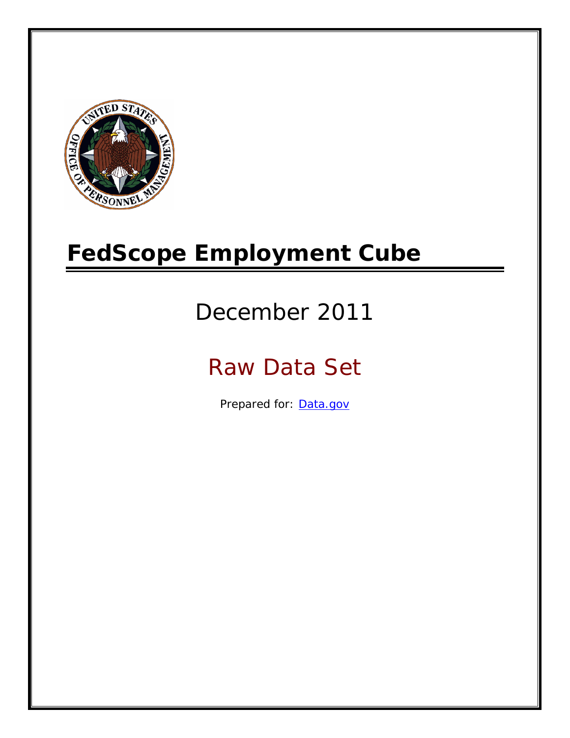# FedScope Employment Cube

December 2011

Raw Data Set

Prepared for: [Data.gov](http://www.data.gov)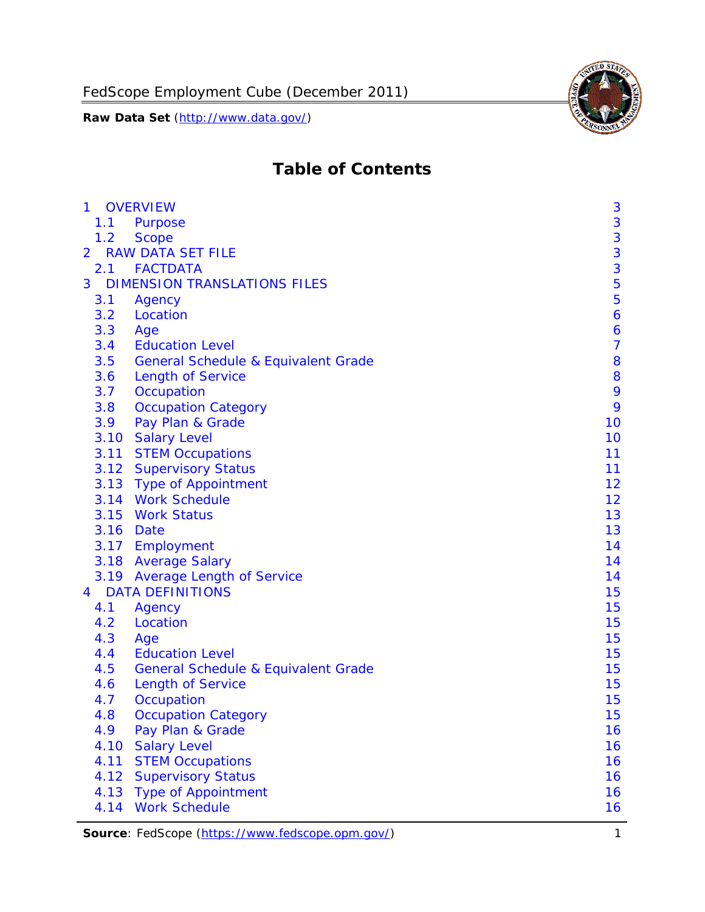# Table of Contents

| | | |
|---|---|---|
| 1 | OVERVIEW | 3 |
| 1.1 | Purpose | 3 |
| 1.2 | Scope | 3 |
| 2 | RAW DATA SET FILE | 3 |
| 2.1 | FACTDATA | 3 |
| 3 | DIMENSION TRANSLATIONS FILES | 5 |
| 3.1 | Agency | 5 |
| 3.2 | Location | 6 |
| 3.3 | Age | 6 |
| 3.4 | Education Level | 7 |
| 3.5 | General Schedule & Equivalent Grade | 8 |
| 3.6 | Length of Service | 8 |
| 3.7 | Occupation | 9 |
| 3.8 | Occupation Category | 9 |
| 3.9 | Pay Plan & Grade | 10 |
| 3.10 | Salary Level | 10 |
| 3.11 | STEM Occupations | 11 |
| 3.12 | Supervisory Status | 11 |
| 3.13 | Type of Appointment | 12 |
| 3.14 | Work Schedule | 12 |
| 3.15 | Work Status | 13 |
| 3.16 | Date | 13 |
| 3.17 | Employment | 14 |
| 3.18 | Average Salary | 14 |
| 3.19 | Average Length of Service | 14 |
| 4 | DATA DEFINITIONS | 15 |
| 4.1 | Agency | 15 |
| 4.2 | Location | 15 |
| 4.3 | Age | 15 |
| 4.4 | Education Level | 15 |
| 4.5 | General Schedule & Equivalent Grade | 15 |
| 4.6 | Length of Service | 15 |
| 4.7 | Occupation | 15 |
| 4.8 | Occupation Category | 15 |
| 4.9 | Pay Plan & Grade | 16 |
| 4.10 | Salary Level | 16 |
| 4.11 | STEM Occupations | 16 |
| 4.12 | Supervisory Status | 16 |
| 4.13 | Type of Appointment | 16 |
| 4.14 | Work Schedule | 16 |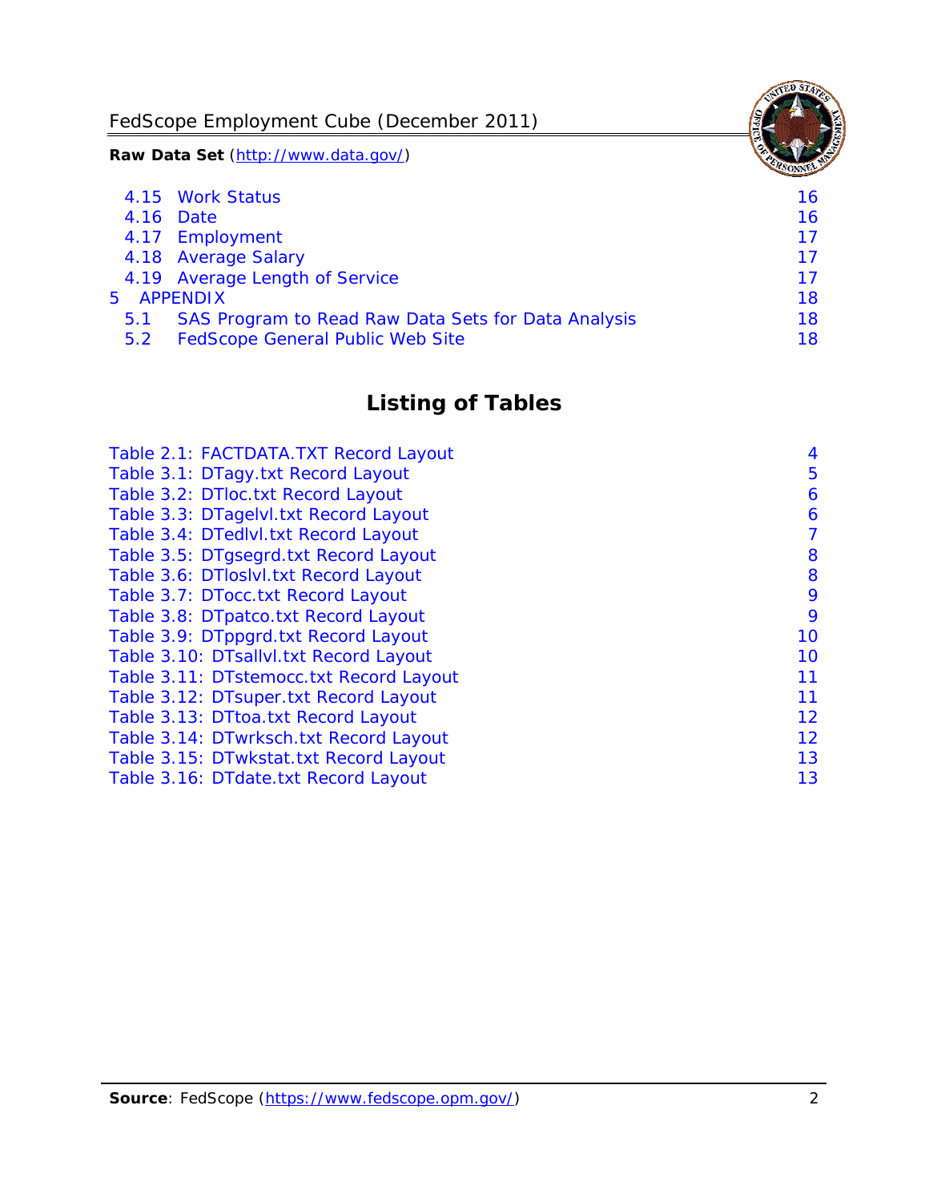4.15 Work Status 16
4.16 Date 16
4.17 Employment 17
4.18 Average Salary 17
4.19 Average Length of Service 17
5 APPENDIX 18
5.1 SAS Program to Read Raw Data Sets for Data Analysis 18
5.2 FedScope General Public Web Site 18

## Listing of Tables

Table 2.1: FACTDATA.TXT Record Layout 4
Table 3.1: DTagy.txt Record Layout 5
Table 3.2: DTloc.txt Record Layout 6
Table 3.3: DTagelvl.txt Record Layout 6
Table 3.4: DTedlvl.txt Record Layout 7
Table 3.5: DTgsegrd.txt Record Layout 8
Table 3.6: DTloslvl.txt Record Layout 8
Table 3.7: DTocc.txt Record Layout 9
Table 3.8: DTpatco.txt Record Layout 9
Table 3.9: DTppgrd.txt Record Layout 10
Table 3.10: DTsallvl.txt Record Layout 10
Table 3.11: DTstemocc.txt Record Layout 11
Table 3.12: DTsuper.txt Record Layout 11
Table 3.13: DTtoa.txt Record Layout 12
Table 3.14: DTwrksch.txt Record Layout 12
Table 3.15: DTwkstat.txt Record Layout 13
Table 3.16: DTdate.txt Record Layout 13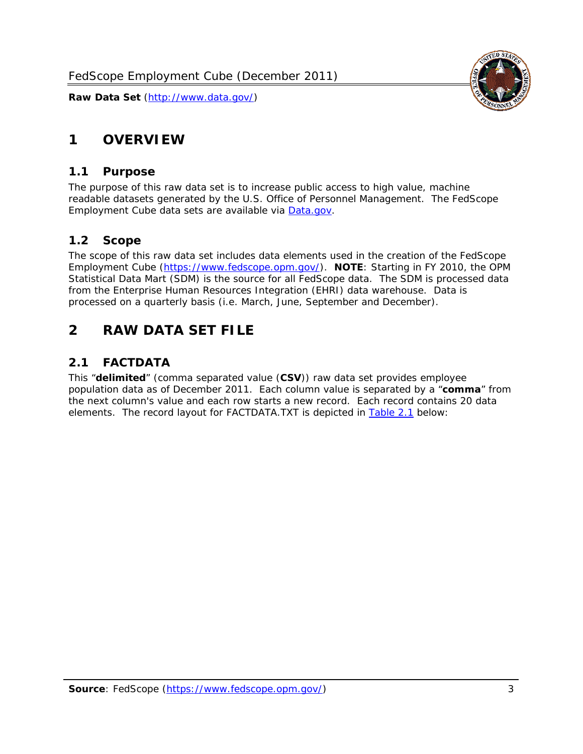# 1 OVERVIEW

## 1.1 Purpose

The purpose of this raw data set is to increase public access to high value, machine readable datasets generated by the U.S. Office of Personnel Management. The FedScope Employment Cube data sets are available via [Data.gov](http://www.data.gov/).

## 1.2 Scope

The scope of this raw data set includes data elements used in the creation of the FedScope Employment Cube ([https://www.fedscope.opm.gov/](https://www.fedscope.opm.gov/)). **NOTE**: Starting in FY 2010, the OPM Statistical Data Mart (SDM) is the source for all FedScope data. The SDM is processed data from the Enterprise Human Resources Integration (EHRI) data warehouse. Data is processed on a quarterly basis (i.e. March, June, September and December).

# 2 RAW DATA SET FILE

## 2.1 FACTDATA

This "**delimited**" (comma separated value (**CSV**)) raw data set provides employee population data as of December 2011. Each column value is separated by a "**comma**" from the next column's value and each row starts a new record. Each record contains 20 data elements. The record layout for FACTDATA.TXT is depicted in Table 2.1 below: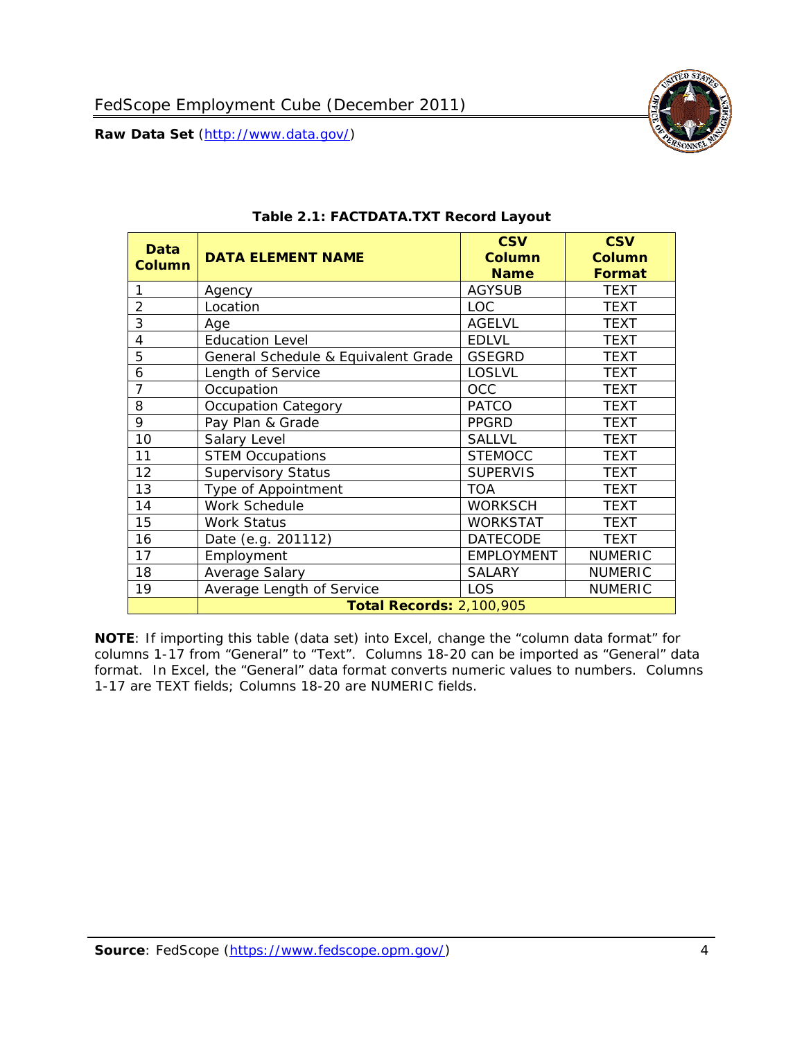**Table 2.1: FACTDATA.TXT Record Layout**

| Data Column | DATA ELEMENT NAME | CSV Column Name | CSV Column Format |
|---|---|---|---|
| 1 | Agency | AGYSUB | TEXT |
| 2 | Location | LOC | TEXT |
| 3 | Age | AGELVL | TEXT |
| 4 | Education Level | EDLVL | TEXT |
| 5 | General Schedule & Equivalent Grade | GSEGRD | TEXT |
| 6 | Length of Service | LOSLVL | TEXT |
| 7 | Occupation | OCC | TEXT |
| 8 | Occupation Category | PATCO | TEXT |
| 9 | Pay Plan & Grade | PPGRD | TEXT |
| 10 | Salary Level | SALLVL | TEXT |
| 11 | STEM Occupations | STEMOCC | TEXT |
| 12 | Supervisory Status | SUPERVIS | TEXT |
| 13 | Type of Appointment | TOA | TEXT |
| 14 | Work Schedule | WORKSCH | TEXT |
| 15 | Work Status | WORKSTAT | TEXT |
| 16 | Date (e.g. 201112) | DATECODE | TEXT |
| 17 | Employment | EMPLOYMENT | NUMERIC |
| 18 | Average Salary | SALARY | NUMERIC |
| 19 | Average Length of Service | LOS | NUMERIC |
| | **Total Records:** 2,100,905 | | |

**NOTE**: If importing this table (data set) into Excel, change the "column data format" for columns 1-17 from "General" to "Text". Columns 18-20 can be imported as "General" data format. In Excel, the "General" data format converts numeric values to numbers. Columns 1-17 are TEXT fields; Columns 18-20 are NUMERIC fields.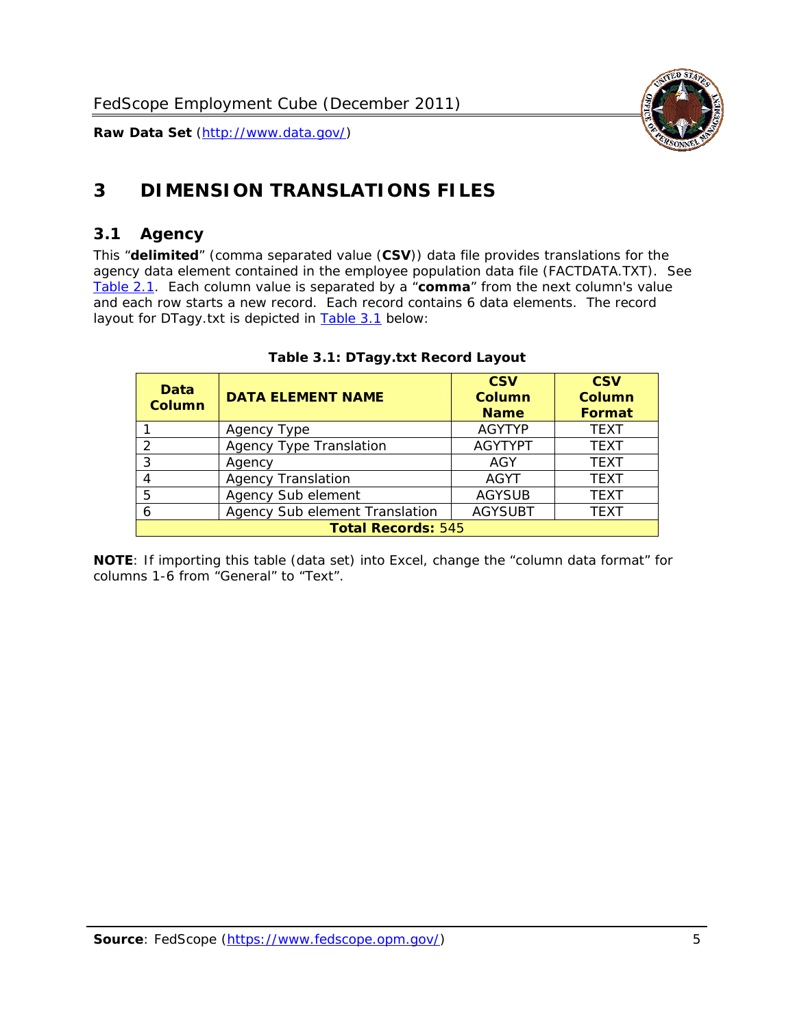# 3 DIMENSION TRANSLATIONS FILES

## 3.1 Agency

This "**delimited**" (comma separated value (**CSV**)) data file provides translations for the agency data element contained in the employee population data file (FACTDATA.TXT). See Table 2.1. Each column value is separated by a "**comma**" from the next column's value and each row starts a new record. Each record contains 6 data elements. The record layout for DTagy.txt is depicted in Table 3.1 below:

**Table 3.1: DTagy.txt Record Layout**

| Data Column | DATA ELEMENT NAME | CSV Column Name | CSV Column Format |
|---|---|---|---|
| 1 | Agency Type | AGYTYP | TEXT |
| 2 | Agency Type Translation | AGYTYPT | TEXT |
| 3 | Agency | AGY | TEXT |
| 4 | Agency Translation | AGYT | TEXT |
| 5 | Agency Sub element | AGYSUB | TEXT |
| 6 | Agency Sub element Translation | AGYSUBT | TEXT |
| **Total Records:** 545 | | | |

**NOTE**: If importing this table (data set) into Excel, change the "column data format" for columns 1-6 from "General" to "Text".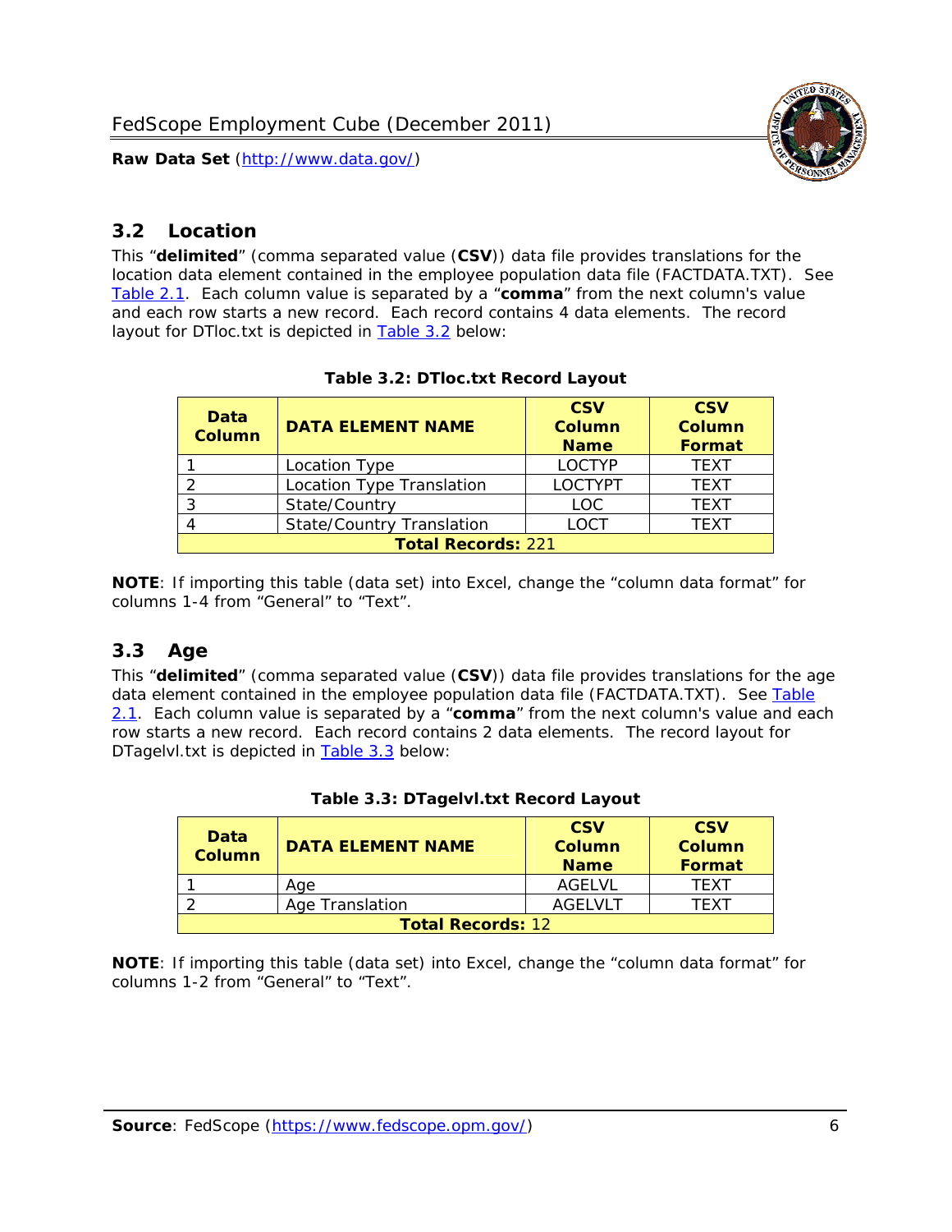## 3.2 Location

This "**delimited**" (comma separated value (**CSV**)) data file provides translations for the location data element contained in the employee population data file (FACTDATA.TXT). See Table 2.1. Each column value is separated by a "**comma**" from the next column's value and each row starts a new record. Each record contains 4 data elements. The record layout for DTloc.txt is depicted in Table 3.2 below:

**Table 3.2: DTloc.txt Record Layout**

| Data Column | DATA ELEMENT NAME | CSV Column Name | CSV Column Format |
|---|---|---|---|
| 1 | Location Type | LOCTYP | TEXT |
| 2 | Location Type Translation | LOCTYPT | TEXT |
| 3 | State/Country | LOC | TEXT |
| 4 | State/Country Translation | LOCT | TEXT |
| **Total Records:** 221 | | | |

**NOTE**: If importing this table (data set) into Excel, change the "column data format" for columns 1-4 from "General" to "Text".

## 3.3 Age

This "**delimited**" (comma separated value (**CSV**)) data file provides translations for the age data element contained in the employee population data file (FACTDATA.TXT). See Table 2.1. Each column value is separated by a "**comma**" from the next column's value and each row starts a new record. Each record contains 2 data elements. The record layout for DTagelvl.txt is depicted in Table 3.3 below:

**Table 3.3: DTagelvl.txt Record Layout**

| Data Column | DATA ELEMENT NAME | CSV Column Name | CSV Column Format |
|---|---|---|---|
| 1 | Age | AGELVL | TEXT |
| 2 | Age Translation | AGELVLT | TEXT |
| **Total Records:** 12 | | | |

**NOTE**: If importing this table (data set) into Excel, change the "column data format" for columns 1-2 from "General" to "Text".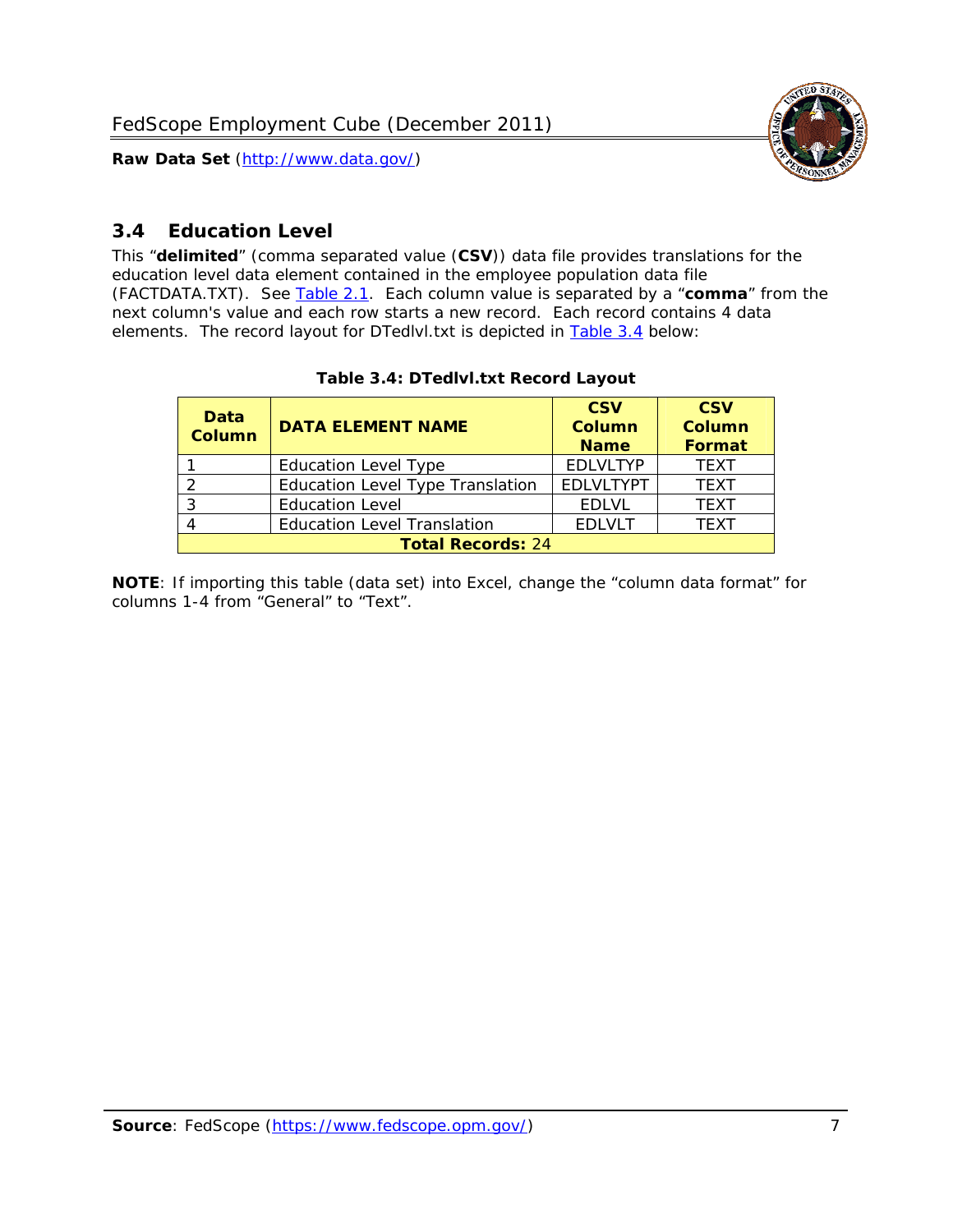## 3.4 Education Level

This "**delimited**" (comma separated value (**CSV**)) data file provides translations for the education level data element contained in the employee population data file (FACTDATA.TXT). See Table 2.1. Each column value is separated by a "**comma**" from the next column's value and each row starts a new record. Each record contains 4 data elements. The record layout for DTedlvl.txt is depicted in Table 3.4 below:

**Table 3.4: DTedlvl.txt Record Layout**

| Data Column | DATA ELEMENT NAME | CSV Column Name | CSV Column Format |
|---|---|---|---|
| 1 | Education Level Type | EDLVLTYP | TEXT |
| 2 | Education Level Type Translation | EDLVLTYPT | TEXT |
| 3 | Education Level | EDLVL | TEXT |
| 4 | Education Level Translation | EDLVLT | TEXT |
| **Total Records:** 24 | | | |

**NOTE**: If importing this table (data set) into Excel, change the "column data format" for columns 1-4 from "General" to "Text".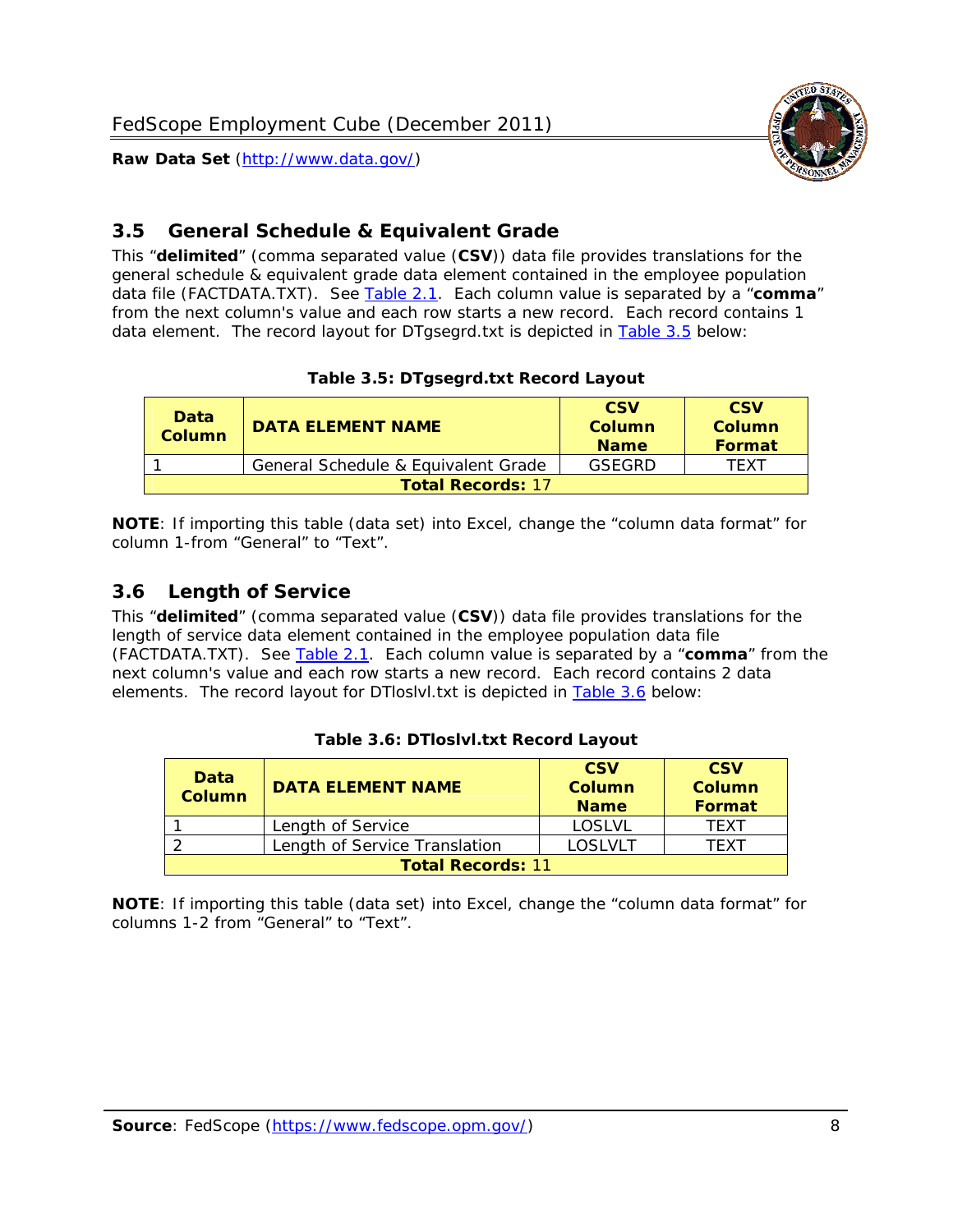## 3.5 General Schedule & Equivalent Grade

This "**delimited**" (comma separated value (**CSV**)) data file provides translations for the general schedule & equivalent grade data element contained in the employee population data file (FACTDATA.TXT). See Table 2.1. Each column value is separated by a "**comma**" from the next column's value and each row starts a new record. Each record contains 1 data element. The record layout for DTgsegrd.txt is depicted in Table 3.5 below:

**Table 3.5: DTgsegrd.txt Record Layout**

| Data Column | DATA ELEMENT NAME | CSV Column Name | CSV Column Format |
|---|---|---|---|
| 1 | General Schedule & Equivalent Grade | GSEGRD | TEXT |
| **Total Records:** 17 | | | |

**NOTE**: If importing this table (data set) into Excel, change the "column data format" for column 1-from "General" to "Text".

## 3.6 Length of Service

This "**delimited**" (comma separated value (**CSV**)) data file provides translations for the length of service data element contained in the employee population data file (FACTDATA.TXT). See Table 2.1. Each column value is separated by a "**comma**" from the next column's value and each row starts a new record. Each record contains 2 data elements. The record layout for DTloslvl.txt is depicted in Table 3.6 below:

**Table 3.6: DTloslvl.txt Record Layout**

| Data Column | DATA ELEMENT NAME | CSV Column Name | CSV Column Format |
|---|---|---|---|
| 1 | Length of Service | LOSLVL | TEXT |
| 2 | Length of Service Translation | LOSLVLT | TEXT |
| **Total Records:** 11 | | | |

**NOTE**: If importing this table (data set) into Excel, change the "column data format" for columns 1-2 from "General" to "Text".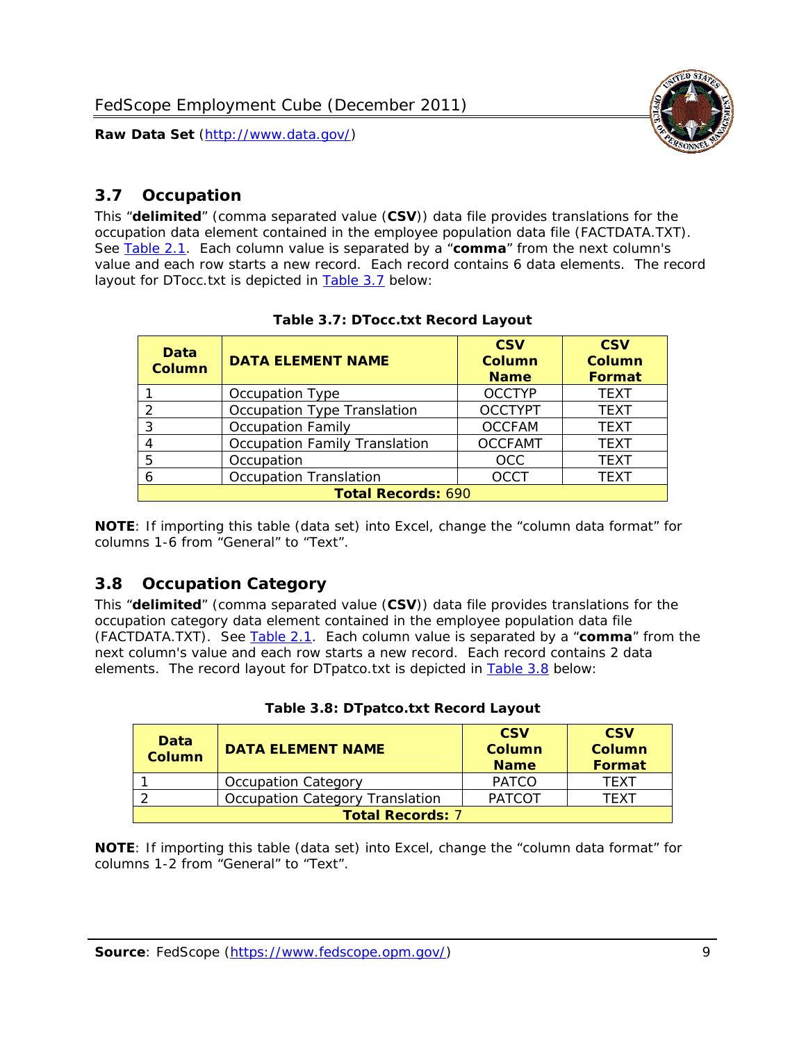## 3.7 Occupation

This "**delimited**" (comma separated value (**CSV**)) data file provides translations for the occupation data element contained in the employee population data file (FACTDATA.TXT). See Table 2.1. Each column value is separated by a "**comma**" from the next column's value and each row starts a new record. Each record contains 6 data elements. The record layout for DTocc.txt is depicted in Table 3.7 below:

**Table 3.7: DTocc.txt Record Layout**

| Data Column | DATA ELEMENT NAME | CSV Column Name | CSV Column Format |
|---|---|---|---|
| 1 | Occupation Type | OCCTYP | TEXT |
| 2 | Occupation Type Translation | OCCTYPT | TEXT |
| 3 | Occupation Family | OCCFAM | TEXT |
| 4 | Occupation Family Translation | OCCFAMT | TEXT |
| 5 | Occupation | OCC | TEXT |
| 6 | Occupation Translation | OCCT | TEXT |
| **Total Records:** 690 | | | |

**NOTE**: If importing this table (data set) into Excel, change the "column data format" for columns 1-6 from "General" to "Text".

## 3.8 Occupation Category

This "**delimited**" (comma separated value (**CSV**)) data file provides translations for the occupation category data element contained in the employee population data file (FACTDATA.TXT). See Table 2.1. Each column value is separated by a "**comma**" from the next column's value and each row starts a new record. Each record contains 2 data elements. The record layout for DTpatco.txt is depicted in Table 3.8 below:

**Table 3.8: DTpatco.txt Record Layout**

| Data Column | DATA ELEMENT NAME | CSV Column Name | CSV Column Format |
|---|---|---|---|
| 1 | Occupation Category | PATCO | TEXT |
| 2 | Occupation Category Translation | PATCOT | TEXT |
| **Total Records:** 7 | | | |

**NOTE**: If importing this table (data set) into Excel, change the "column data format" for columns 1-2 from "General" to "Text".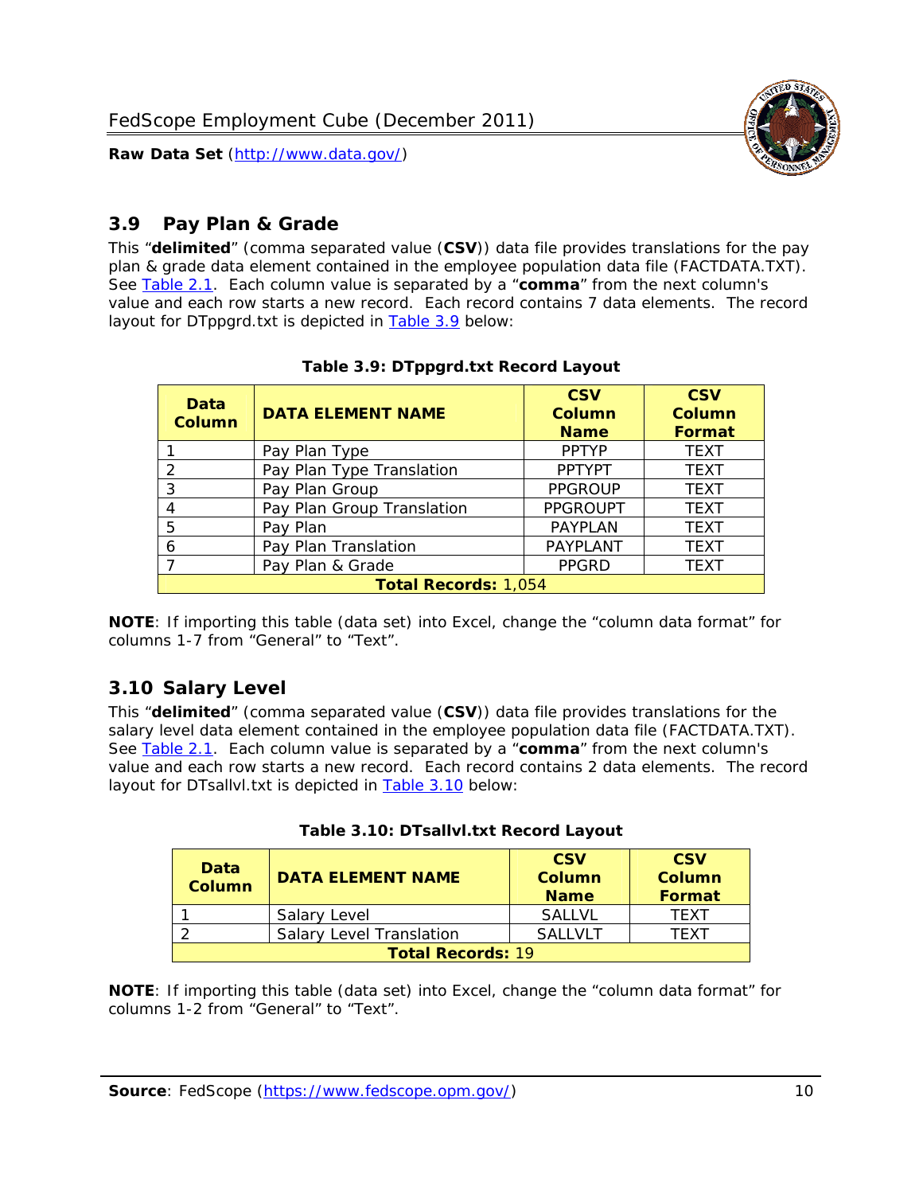## 3.9 Pay Plan & Grade

This "**delimited**" (comma separated value (**CSV**)) data file provides translations for the pay plan & grade data element contained in the employee population data file (FACTDATA.TXT). See Table 2.1. Each column value is separated by a "**comma**" from the next column's value and each row starts a new record. Each record contains 7 data elements. The record layout for DTppgrd.txt is depicted in Table 3.9 below:

**Table 3.9: DTppgrd.txt Record Layout**

| Data Column | DATA ELEMENT NAME | CSV Column Name | CSV Column Format |
|---|---|---|---|
| 1 | Pay Plan Type | PPTYP | TEXT |
| 2 | Pay Plan Type Translation | PPTYPT | TEXT |
| 3 | Pay Plan Group | PPGROUP | TEXT |
| 4 | Pay Plan Group Translation | PPGROUPT | TEXT |
| 5 | Pay Plan | PAYPLAN | TEXT |
| 6 | Pay Plan Translation | PAYPLANT | TEXT |
| 7 | Pay Plan & Grade | PPGRD | TEXT |
| **Total Records:** 1,054 | | | |

**NOTE**: If importing this table (data set) into Excel, change the "column data format" for columns 1-7 from "General" to "Text".

## 3.10 Salary Level

This "**delimited**" (comma separated value (**CSV**)) data file provides translations for the salary level data element contained in the employee population data file (FACTDATA.TXT). See Table 2.1. Each column value is separated by a "**comma**" from the next column's value and each row starts a new record. Each record contains 2 data elements. The record layout for DTsallvl.txt is depicted in Table 3.10 below:

**Table 3.10: DTsallvl.txt Record Layout**

| Data Column | DATA ELEMENT NAME | CSV Column Name | CSV Column Format |
|---|---|---|---|
| 1 | Salary Level | SALLVL | TEXT |
| 2 | Salary Level Translation | SALLVLT | TEXT |
| **Total Records:** 19 | | | |

**NOTE**: If importing this table (data set) into Excel, change the "column data format" for columns 1-2 from "General" to "Text".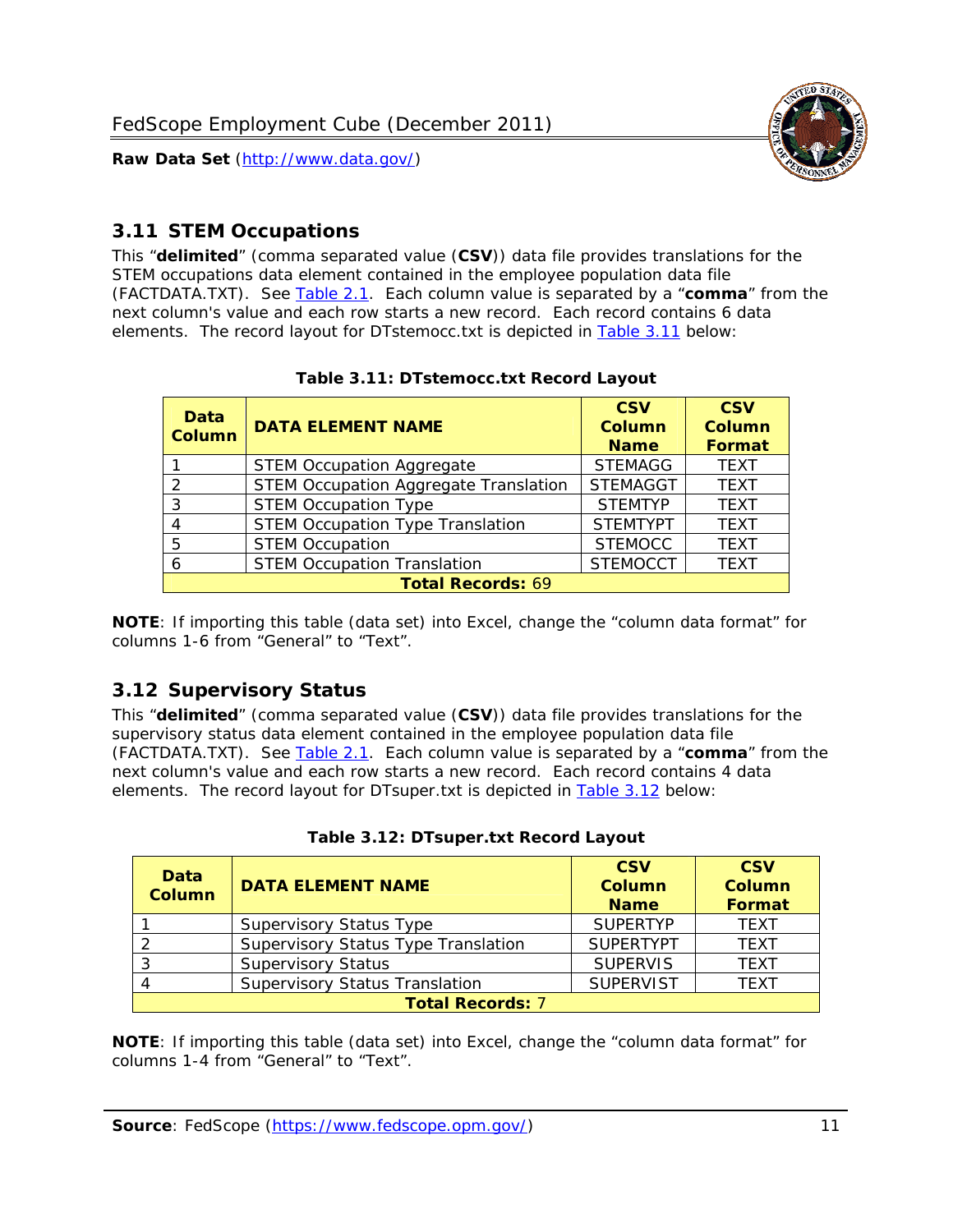## 3.11 STEM Occupations

This "**delimited**" (comma separated value (**CSV**)) data file provides translations for the STEM occupations data element contained in the employee population data file (FACTDATA.TXT). See Table 2.1. Each column value is separated by a "**comma**" from the next column's value and each row starts a new record. Each record contains 6 data elements. The record layout for DTstemocc.txt is depicted in Table 3.11 below:

**Table 3.11: DTstemocc.txt Record Layout**

| Data Column | DATA ELEMENT NAME | CSV Column Name | CSV Column Format |
|---|---|---|---|
| 1 | STEM Occupation Aggregate | STEMAGG | TEXT |
| 2 | STEM Occupation Aggregate Translation | STEMAGGT | TEXT |
| 3 | STEM Occupation Type | STEMTYP | TEXT |
| 4 | STEM Occupation Type Translation | STEMTYPT | TEXT |
| 5 | STEM Occupation | STEMOCC | TEXT |
| 6 | STEM Occupation Translation | STEMOCCT | TEXT |
| **Total Records: 69** | | | |

**NOTE**: If importing this table (data set) into Excel, change the "column data format" for columns 1-6 from "General" to "Text".

## 3.12 Supervisory Status

This "**delimited**" (comma separated value (**CSV**)) data file provides translations for the supervisory status data element contained in the employee population data file (FACTDATA.TXT). See Table 2.1. Each column value is separated by a "**comma**" from the next column's value and each row starts a new record. Each record contains 4 data elements. The record layout for DTsuper.txt is depicted in Table 3.12 below:

**Table 3.12: DTsuper.txt Record Layout**

| Data Column | DATA ELEMENT NAME | CSV Column Name | CSV Column Format |
|---|---|---|---|
| 1 | Supervisory Status Type | SUPERTYP | TEXT |
| 2 | Supervisory Status Type Translation | SUPERTYPT | TEXT |
| 3 | Supervisory Status | SUPERVIS | TEXT |
| 4 | Supervisory Status Translation | SUPERVIST | TEXT |
| **Total Records: 7** | | | |

**NOTE**: If importing this table (data set) into Excel, change the "column data format" for columns 1-4 from "General" to "Text".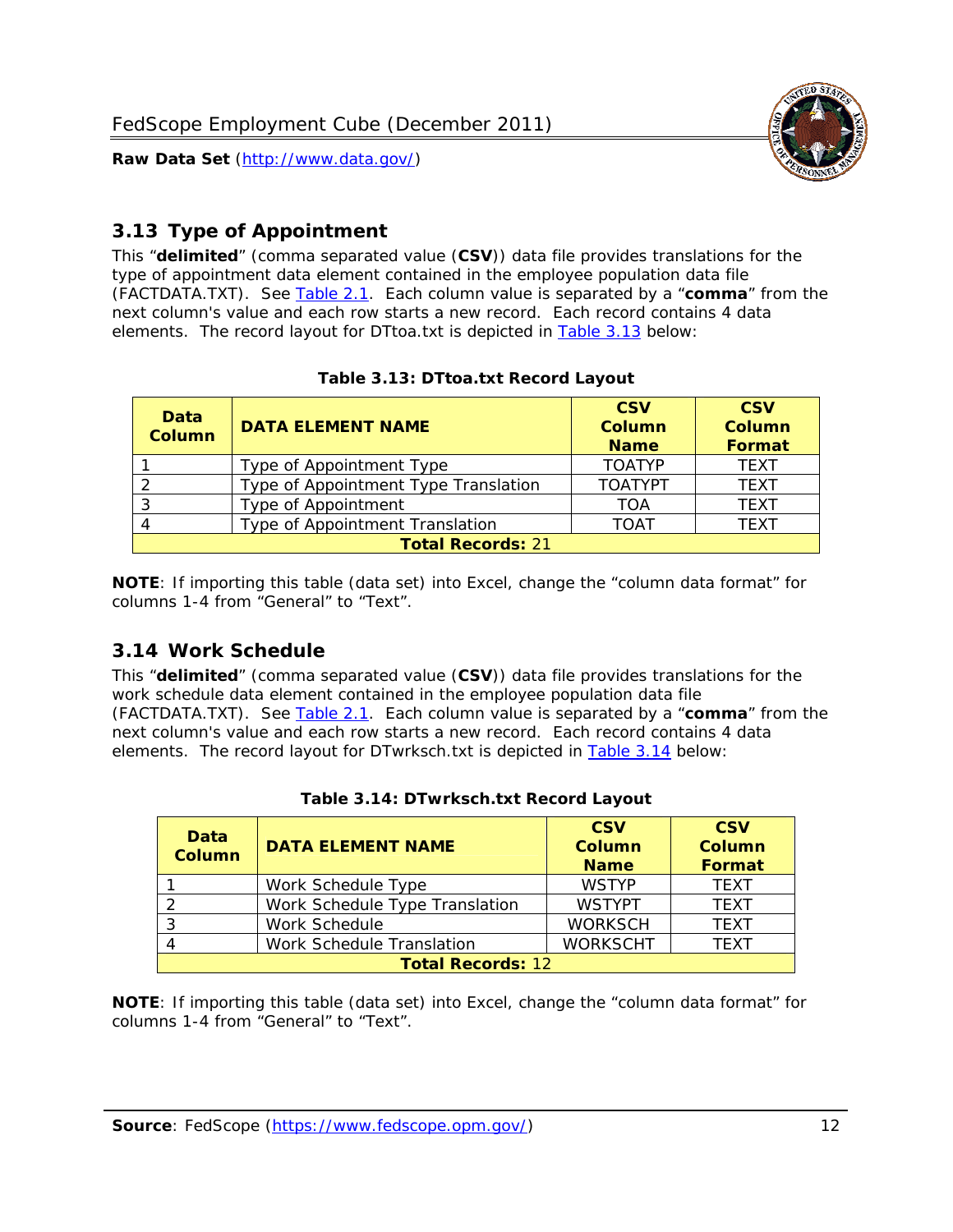## 3.13 Type of Appointment

This "**delimited**" (comma separated value (**CSV**)) data file provides translations for the type of appointment data element contained in the employee population data file (FACTDATA.TXT). See Table 2.1. Each column value is separated by a "**comma**" from the next column's value and each row starts a new record. Each record contains 4 data elements. The record layout for DTtoa.txt is depicted in Table 3.13 below:

**Table 3.13: DTtoa.txt Record Layout**

| Data Column | DATA ELEMENT NAME | CSV Column Name | CSV Column Format |
|---|---|---|---|
| 1 | Type of Appointment Type | TOATYP | TEXT |
| 2 | Type of Appointment Type Translation | TOATYPT | TEXT |
| 3 | Type of Appointment | TOA | TEXT |
| 4 | Type of Appointment Translation | TOAT | TEXT |
| **Total Records:** 21 | | | |

**NOTE**: If importing this table (data set) into Excel, change the "column data format" for columns 1-4 from "General" to "Text".

## 3.14 Work Schedule

This "**delimited**" (comma separated value (**CSV**)) data file provides translations for the work schedule data element contained in the employee population data file (FACTDATA.TXT). See Table 2.1. Each column value is separated by a "**comma**" from the next column's value and each row starts a new record. Each record contains 4 data elements. The record layout for DTwrksch.txt is depicted in Table 3.14 below:

**Table 3.14: DTwrksch.txt Record Layout**

| Data Column | DATA ELEMENT NAME | CSV Column Name | CSV Column Format |
|---|---|---|---|
| 1 | Work Schedule Type | WSTYP | TEXT |
| 2 | Work Schedule Type Translation | WSTYPT | TEXT |
| 3 | Work Schedule | WORKSCH | TEXT |
| 4 | Work Schedule Translation | WORKSCHT | TEXT |
| **Total Records:** 12 | | | |

**NOTE**: If importing this table (data set) into Excel, change the "column data format" for columns 1-4 from "General" to "Text".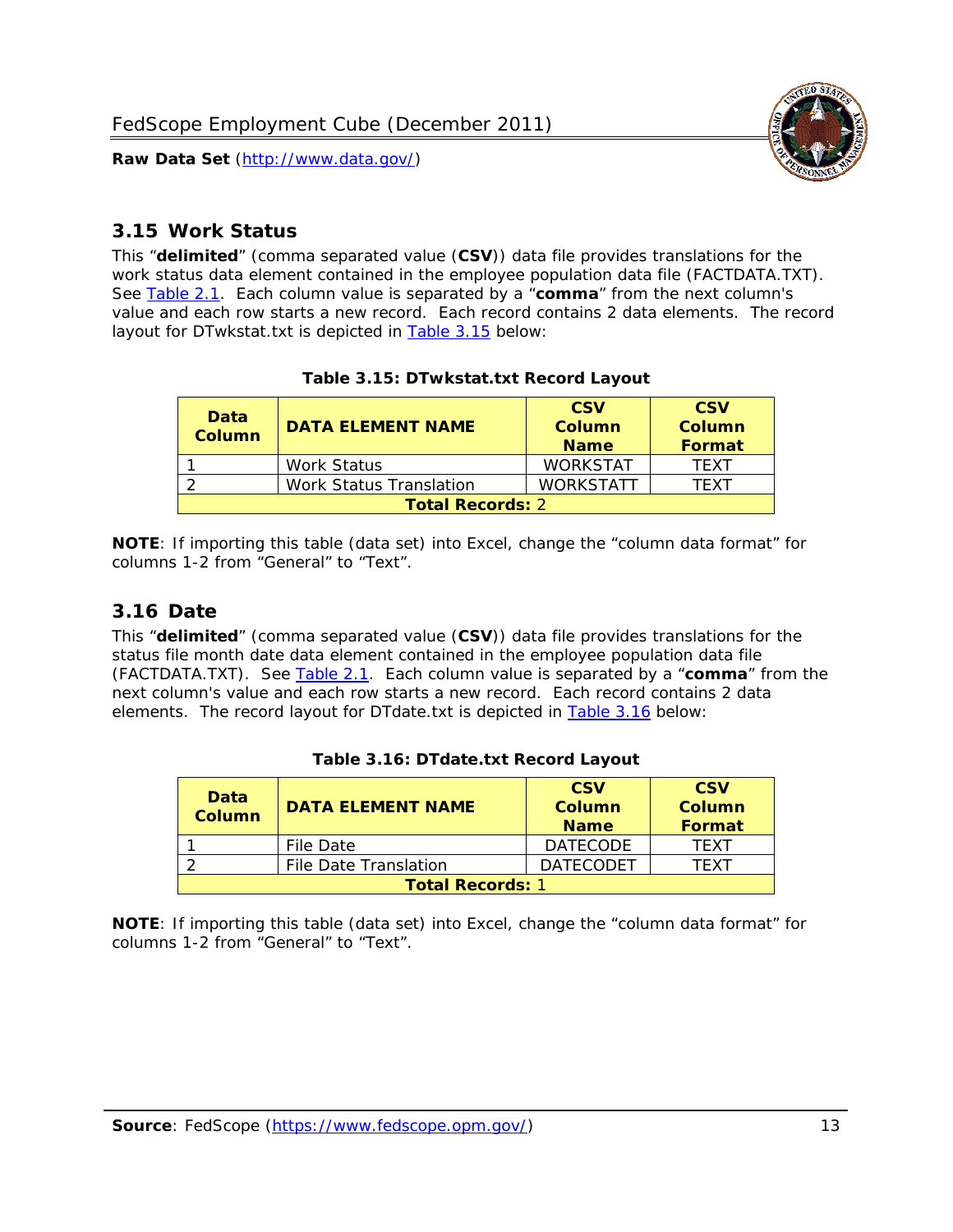## 3.15 Work Status

This "**delimited**" (comma separated value (**CSV**)) data file provides translations for the work status data element contained in the employee population data file (FACTDATA.TXT). See Table 2.1. Each column value is separated by a "**comma**" from the next column's value and each row starts a new record. Each record contains 2 data elements. The record layout for DTwkstat.txt is depicted in Table 3.15 below:

**Table 3.15: DTwkstat.txt Record Layout**

| Data Column | DATA ELEMENT NAME | CSV Column Name | CSV Column Format |
|---|---|---|---|
| 1 | Work Status | WORKSTAT | TEXT |
| 2 | Work Status Translation | WORKSTATT | TEXT |
| **Total Records:** 2 | | | |

**NOTE**: If importing this table (data set) into Excel, change the "column data format" for columns 1-2 from "General" to "Text".

## 3.16 Date

This "**delimited**" (comma separated value (**CSV**)) data file provides translations for the status file month date data element contained in the employee population data file (FACTDATA.TXT). See Table 2.1. Each column value is separated by a "**comma**" from the next column's value and each row starts a new record. Each record contains 2 data elements. The record layout for DTdate.txt is depicted in Table 3.16 below:

**Table 3.16: DTdate.txt Record Layout**

| Data Column | DATA ELEMENT NAME | CSV Column Name | CSV Column Format |
|---|---|---|---|
| 1 | File Date | DATECODE | TEXT |
| 2 | File Date Translation | DATECODET | TEXT |
| **Total Records:** 1 | | | |

**NOTE**: If importing this table (data set) into Excel, change the "column data format" for columns 1-2 from "General" to "Text".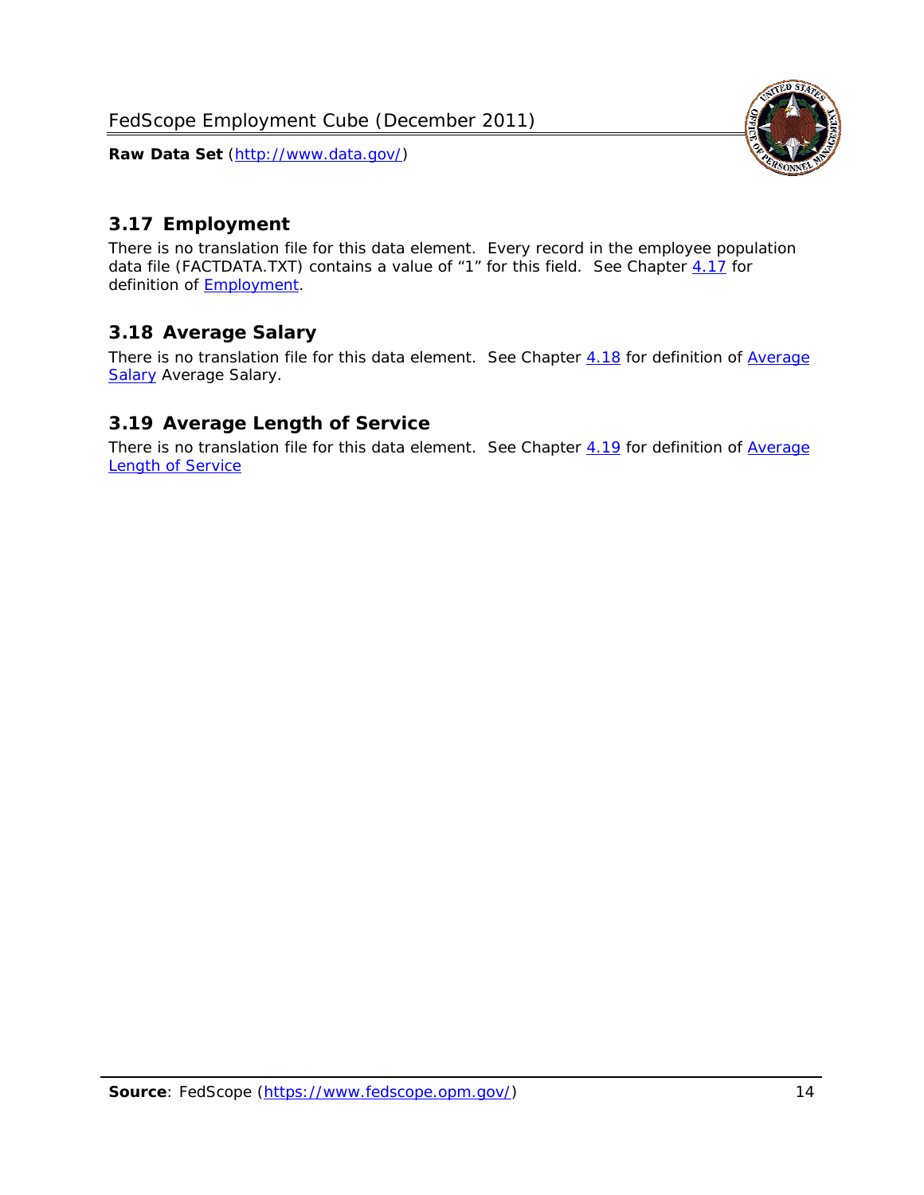## 3.17 Employment

There is no translation file for this data element. Every record in the employee population data file (FACTDATA.TXT) contains a value of "1" for this field. See Chapter 4.17 for definition of Employment.

## 3.18 Average Salary

There is no translation file for this data element. See Chapter 4.18 for definition of Average Salary Average Salary.

## 3.19 Average Length of Service

There is no translation file for this data element. See Chapter 4.19 for definition of Average Length of Service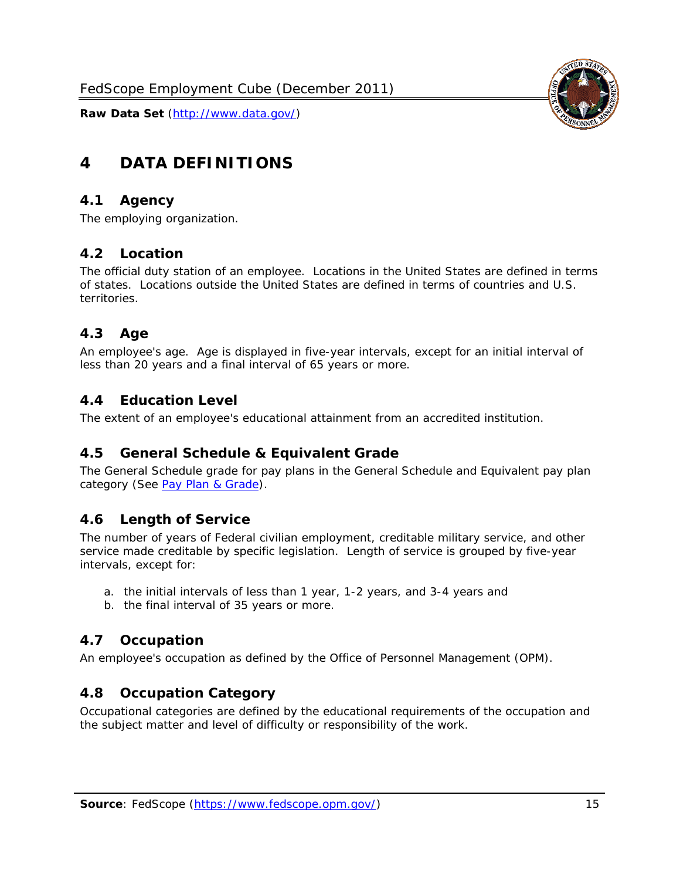# 4 DATA DEFINITIONS

## 4.1 Agency

The employing organization.

## 4.2 Location

The official duty station of an employee. Locations in the United States are defined in terms of states. Locations outside the United States are defined in terms of countries and U.S. territories.

## 4.3 Age

An employee's age. Age is displayed in five-year intervals, except for an initial interval of less than 20 years and a final interval of 65 years or more.

## 4.4 Education Level

The extent of an employee's educational attainment from an accredited institution.

## 4.5 General Schedule & Equivalent Grade

The General Schedule grade for pay plans in the General Schedule and Equivalent pay plan category (See Pay Plan & Grade).

## 4.6 Length of Service

The number of years of Federal civilian employment, creditable military service, and other service made creditable by specific legislation. Length of service is grouped by five-year intervals, except for:

a. the initial intervals of less than 1 year, 1-2 years, and 3-4 years and
b. the final interval of 35 years or more.

## 4.7 Occupation

An employee's occupation as defined by the Office of Personnel Management (OPM).

## 4.8 Occupation Category

Occupational categories are defined by the educational requirements of the occupation and the subject matter and level of difficulty or responsibility of the work.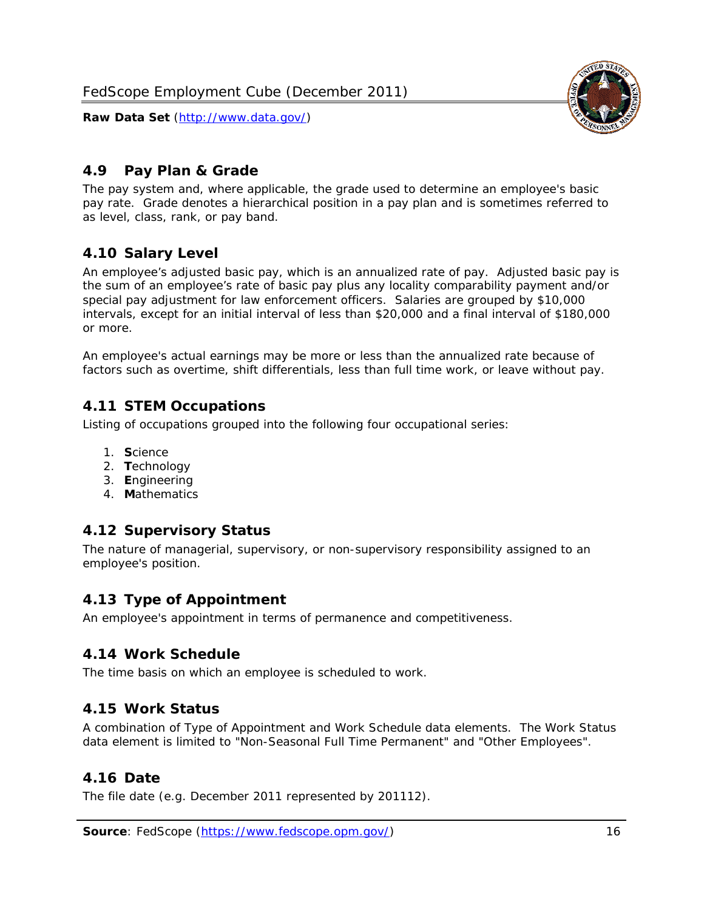## 4.9 Pay Plan & Grade

The pay system and, where applicable, the grade used to determine an employee's basic pay rate. Grade denotes a hierarchical position in a pay plan and is sometimes referred to as level, class, rank, or pay band.

## 4.10 Salary Level

An employee's adjusted basic pay, which is an annualized rate of pay. Adjusted basic pay is the sum of an employee's rate of basic pay plus any locality comparability payment and/or special pay adjustment for law enforcement officers. Salaries are grouped by $10,000 intervals, except for an initial interval of less than $20,000 and a final interval of $180,000 or more.

An employee's actual earnings may be more or less than the annualized rate because of factors such as overtime, shift differentials, less than full time work, or leave without pay.

## 4.11 STEM Occupations

Listing of occupations grouped into the following four occupational series:

1. **S**cience
2. **T**echnology
3. **E**ngineering
4. **M**athematics

## 4.12 Supervisory Status

The nature of managerial, supervisory, or non-supervisory responsibility assigned to an employee's position.

## 4.13 Type of Appointment

An employee's appointment in terms of permanence and competitiveness.

## 4.14 Work Schedule

The time basis on which an employee is scheduled to work.

## 4.15 Work Status

A combination of Type of Appointment and Work Schedule data elements. The Work Status data element is limited to "Non-Seasonal Full Time Permanent" and "Other Employees".

## 4.16 Date

The file date (e.g. December 2011 represented by 201112).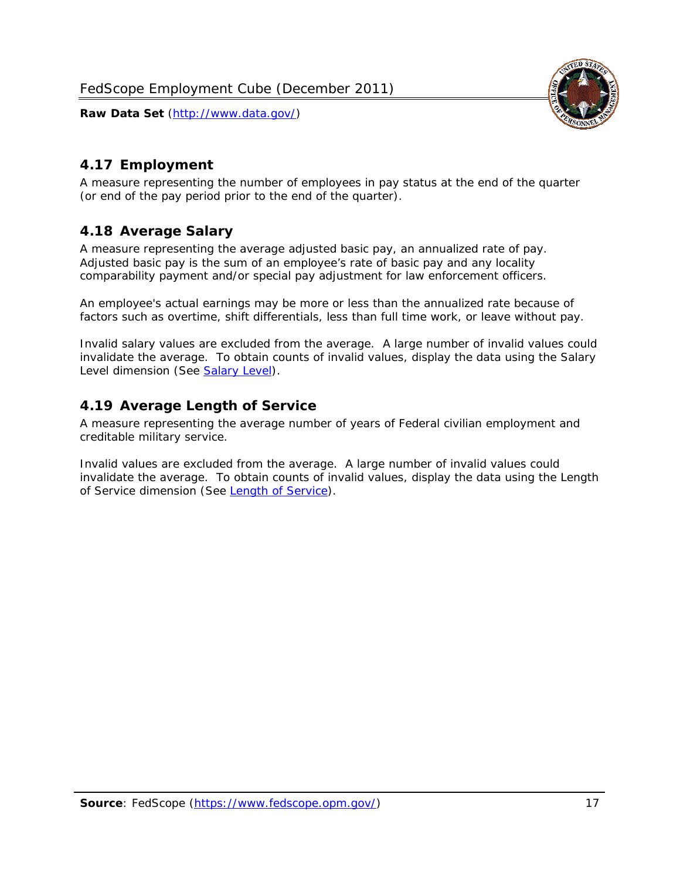## 4.17 Employment

A measure representing the number of employees in pay status at the end of the quarter (or end of the pay period prior to the end of the quarter).

## 4.18 Average Salary

A measure representing the average adjusted basic pay, an annualized rate of pay. Adjusted basic pay is the sum of an employee's rate of basic pay and any locality comparability payment and/or special pay adjustment for law enforcement officers.

An employee's actual earnings may be more or less than the annualized rate because of factors such as overtime, shift differentials, less than full time work, or leave without pay.

Invalid salary values are excluded from the average. A large number of invalid values could invalidate the average. To obtain counts of invalid values, display the data using the Salary Level dimension (See Salary Level).

## 4.19 Average Length of Service

A measure representing the average number of years of Federal civilian employment and creditable military service.

Invalid values are excluded from the average. A large number of invalid values could invalidate the average. To obtain counts of invalid values, display the data using the Length of Service dimension (See Length of Service).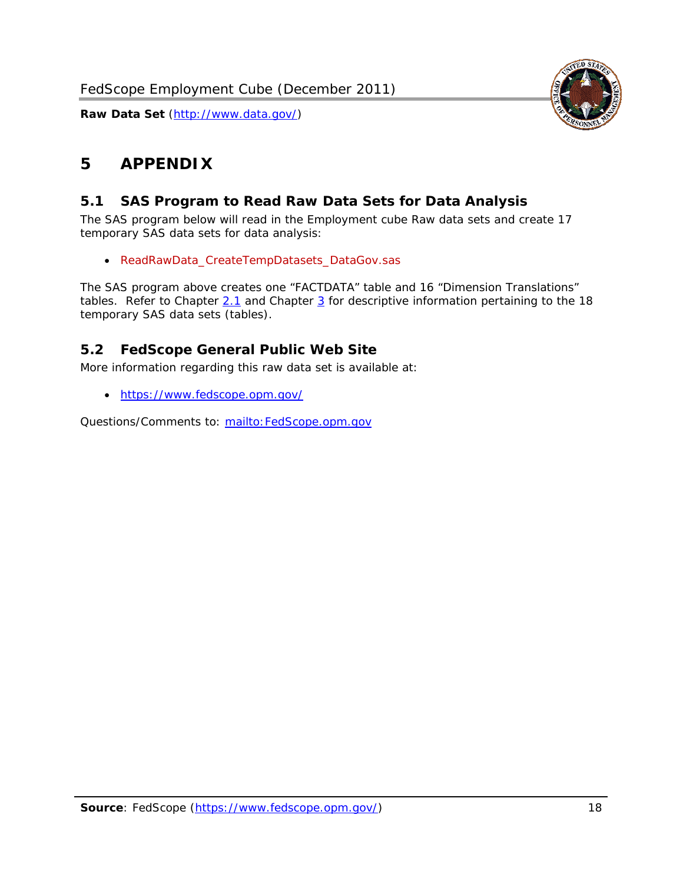# 5 APPENDIX

## 5.1 SAS Program to Read Raw Data Sets for Data Analysis

The SAS program below will read in the Employment cube Raw data sets and create 17 temporary SAS data sets for data analysis:

- ReadRawData_CreateTempDatasets_DataGov.sas

The SAS program above creates one "FACTDATA" table and 16 "Dimension Translations" tables. Refer to Chapter 2.1 and Chapter 3 for descriptive information pertaining to the 18 temporary SAS data sets (tables).

## 5.2 FedScope General Public Web Site

More information regarding this raw data set is available at:

- https://www.fedscope.opm.gov/

Questions/Comments to: mailto:FedScope.opm.gov